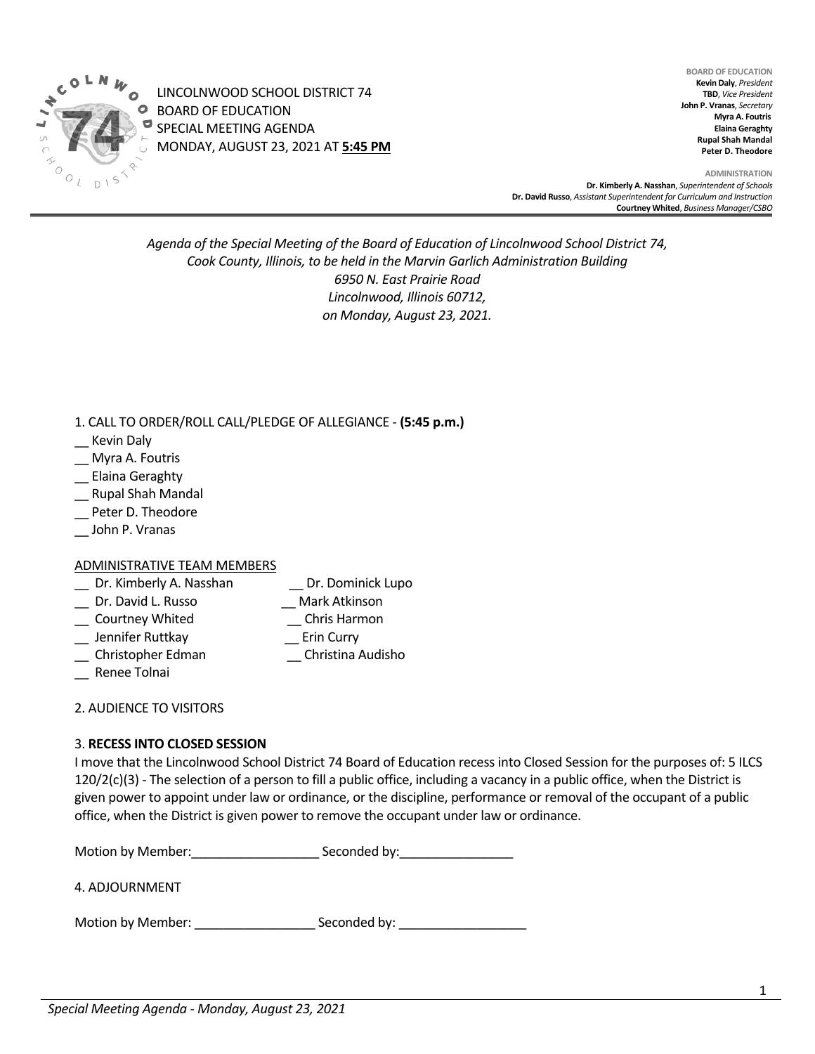LINCOLNWOOD SCHOOL DISTRICT 74
BOARD OF EDUCATION
SPECIAL MEETING AGENDA
MONDAY, AUGUST 23, 2021 AT **5:45 PM**

**BOARD OF EDUCATION**
**Kevin Daly**, *President*
**TBD**, *Vice President*
**John P. Vranas**, *Secretary*
**Myra A. Foutris**
**Elaina Geraghty**
**Rupal Shah Mandal**
**Peter D. Theodore**

**ADMINISTRATION**
**Dr. Kimberly A. Nasshan**, *Superintendent of Schools*
**Dr. David Russo**, *Assistant Superintendent for Curriculum and Instruction*
**Courtney Whited**, *Business Manager/CSBO*

---

*Agenda of the Special Meeting of the Board of Education of Lincolnwood School District 74,*
*Cook County, Illinois, to be held in the Marvin Garlich Administration Building*
*6950 N. East Prairie Road*
*Lincolnwood, Illinois 60712,*
*on Monday, August 23, 2021.*

1. CALL TO ORDER/ROLL CALL/PLEDGE OF ALLEGIANCE - **(5:45 p.m.)**

__ Kevin Daly
__ Myra A. Foutris
__ Elaina Geraghty
__ Rupal Shah Mandal
__ Peter D. Theodore
__ John P. Vranas

ADMINISTRATIVE TEAM MEMBERS

__ Dr. Kimberly A. Nasshan
__ Dr. David L. Russo
__ Courtney Whited
__ Jennifer Ruttkay
__ Christopher Edman
__ Renee Tolnai
__ Dr. Dominick Lupo
__ Mark Atkinson
__ Chris Harmon
__ Erin Curry
__ Christina Audisho

2. AUDIENCE TO VISITORS

3. **RECESS INTO CLOSED SESSION**

I move that the Lincolnwood School District 74 Board of Education recess into Closed Session for the purposes of: 5 ILCS 120/2(c)(3) - The selection of a person to fill a public office, including a vacancy in a public office, when the District is given power to appoint under law or ordinance, or the discipline, performance or removal of the occupant of a public office, when the District is given power to remove the occupant under law or ordinance.

Motion by Member:__________________ Seconded by:________________

4. ADJOURNMENT

Motion by Member: _________________ Seconded by: __________________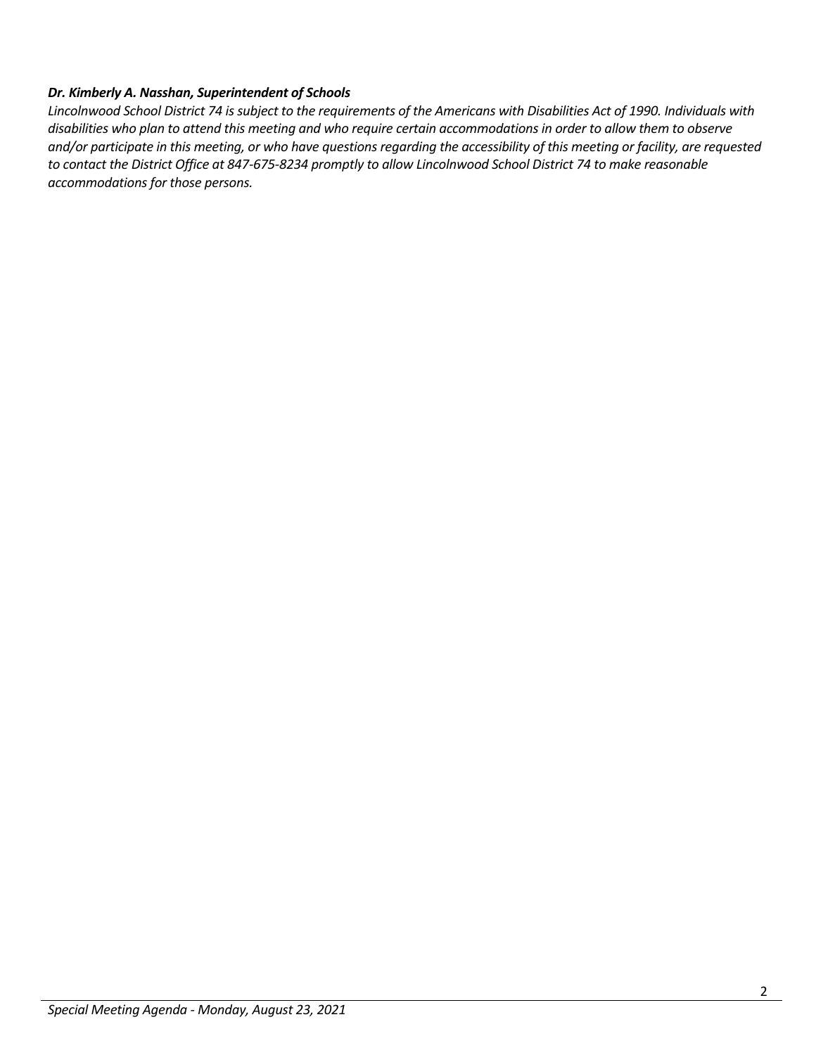***Dr. Kimberly A. Nasshan, Superintendent of Schools***

*Lincolnwood School District 74 is subject to the requirements of the Americans with Disabilities Act of 1990. Individuals with disabilities who plan to attend this meeting and who require certain accommodations in order to allow them to observe and/or participate in this meeting, or who have questions regarding the accessibility of this meeting or facility, are requested to contact the District Office at 847-675-8234 promptly to allow Lincolnwood School District 74 to make reasonable accommodations for those persons.*